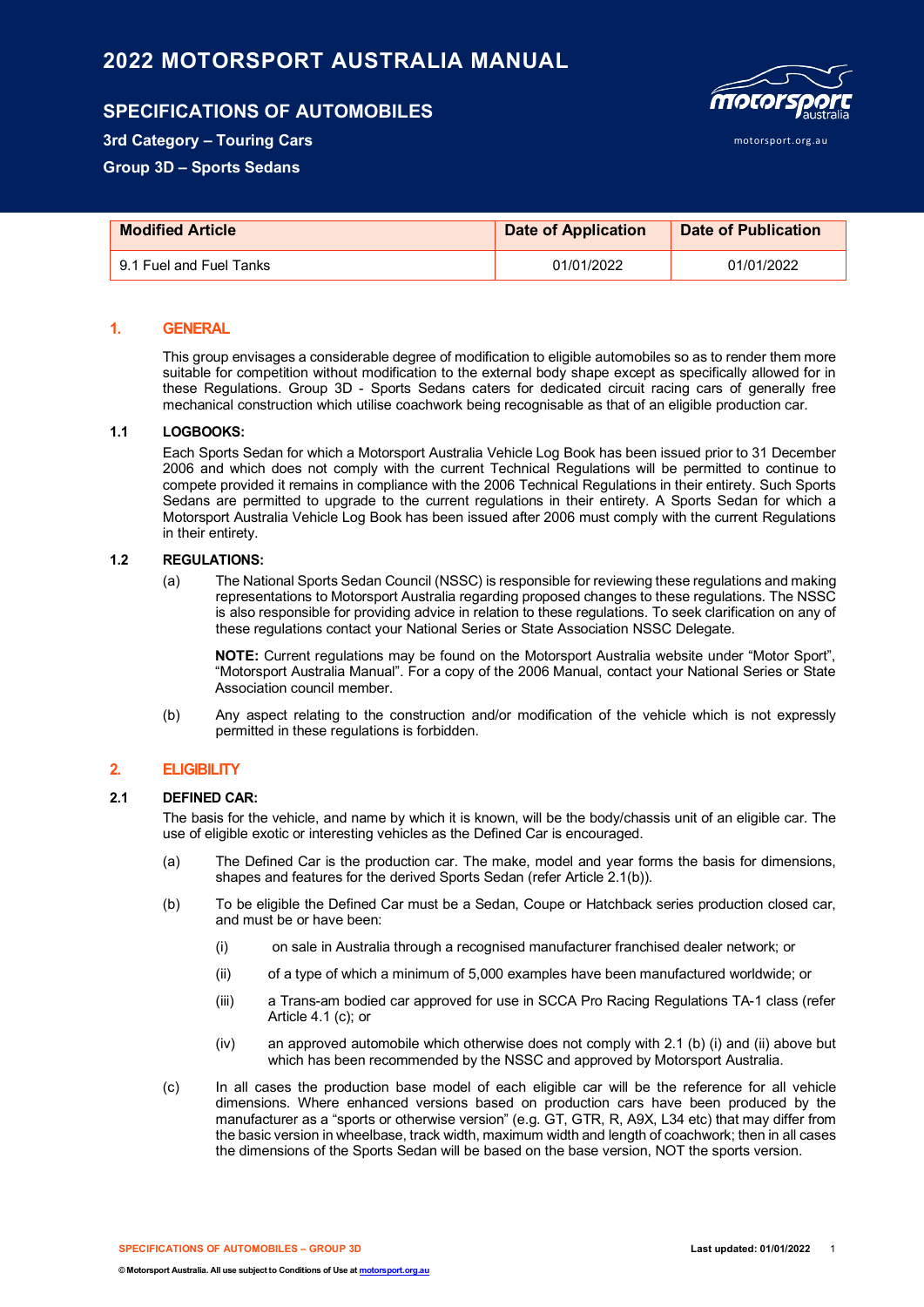# 2022 MOTORSPORT AUSTRALIA MANUAL

## SPECIFICATIONS OF AUTOMOBILES

**3rd Category – Touring Cars**

**Group 3D – Sports Sedans**

| Modified Article | Date of Application | Date of Publication |
|---|---|---|
| 9.1 Fuel and Fuel Tanks | 01/01/2022 | 01/01/2022 |

## 1. GENERAL

This group envisages a considerable degree of modification to eligible automobiles so as to render them more suitable for competition without modification to the external body shape except as specifically allowed for in these Regulations. Group 3D - Sports Sedans caters for dedicated circuit racing cars of generally free mechanical construction which utilise coachwork being recognisable as that of an eligible production car.

### 1.1 LOGBOOKS:

Each Sports Sedan for which a Motorsport Australia Vehicle Log Book has been issued prior to 31 December 2006 and which does not comply with the current Technical Regulations will be permitted to continue to compete provided it remains in compliance with the 2006 Technical Regulations in their entirety. Such Sports Sedans are permitted to upgrade to the current regulations in their entirety. A Sports Sedan for which a Motorsport Australia Vehicle Log Book has been issued after 2006 must comply with the current Regulations in their entirety.

### 1.2 REGULATIONS:

(a) The National Sports Sedan Council (NSSC) is responsible for reviewing these regulations and making representations to Motorsport Australia regarding proposed changes to these regulations. The NSSC is also responsible for providing advice in relation to these regulations. To seek clarification on any of these regulations contact your National Series or State Association NSSC Delegate.

**NOTE:** Current regulations may be found on the Motorsport Australia website under "Motor Sport", "Motorsport Australia Manual". For a copy of the 2006 Manual, contact your National Series or State Association council member.

(b) Any aspect relating to the construction and/or modification of the vehicle which is not expressly permitted in these regulations is forbidden.

## 2. ELIGIBILITY

### 2.1 DEFINED CAR:

The basis for the vehicle, and name by which it is known, will be the body/chassis unit of an eligible car. The use of eligible exotic or interesting vehicles as the Defined Car is encouraged.

(a) The Defined Car is the production car. The make, model and year forms the basis for dimensions, shapes and features for the derived Sports Sedan (refer Article 2.1(b)).

(b) To be eligible the Defined Car must be a Sedan, Coupe or Hatchback series production closed car, and must be or have been:

- (i) on sale in Australia through a recognised manufacturer franchised dealer network; or
- (ii) of a type of which a minimum of 5,000 examples have been manufactured worldwide; or
- (iii) a Trans-am bodied car approved for use in SCCA Pro Racing Regulations TA-1 class (refer Article 4.1 (c); or
- (iv) an approved automobile which otherwise does not comply with 2.1 (b) (i) and (ii) above but which has been recommended by the NSSC and approved by Motorsport Australia.

(c) In all cases the production base model of each eligible car will be the reference for all vehicle dimensions. Where enhanced versions based on production cars have been produced by the manufacturer as a "sports or otherwise version" (e.g. GT, GTR, R, A9X, L34 etc) that may differ from the basic version in wheelbase, track width, maximum width and length of coachwork; then in all cases the dimensions of the Sports Sedan will be based on the base version, NOT the sports version.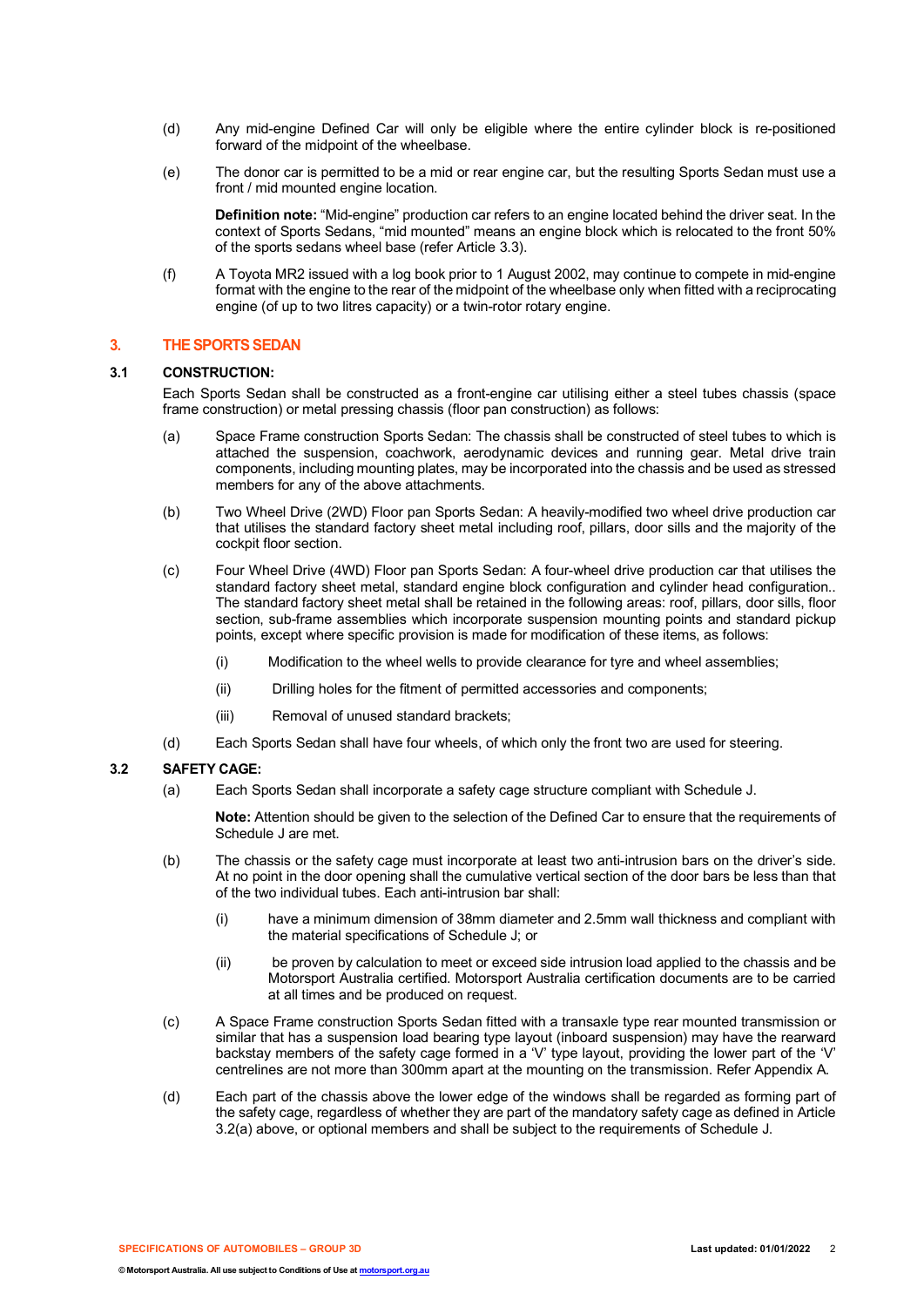(d) Any mid-engine Defined Car will only be eligible where the entire cylinder block is re-positioned forward of the midpoint of the wheelbase.

(e) The donor car is permitted to be a mid or rear engine car, but the resulting Sports Sedan must use a front / mid mounted engine location.

**Definition note:** "Mid-engine" production car refers to an engine located behind the driver seat. In the context of Sports Sedans, "mid mounted" means an engine block which is relocated to the front 50% of the sports sedans wheel base (refer Article 3.3).

(f) A Toyota MR2 issued with a log book prior to 1 August 2002, may continue to compete in mid-engine format with the engine to the rear of the midpoint of the wheelbase only when fitted with a reciprocating engine (of up to two litres capacity) or a twin-rotor rotary engine.

## 3. THE SPORTS SEDAN

### 3.1 CONSTRUCTION:

Each Sports Sedan shall be constructed as a front-engine car utilising either a steel tubes chassis (space frame construction) or metal pressing chassis (floor pan construction) as follows:

(a) Space Frame construction Sports Sedan: The chassis shall be constructed of steel tubes to which is attached the suspension, coachwork, aerodynamic devices and running gear. Metal drive train components, including mounting plates, may be incorporated into the chassis and be used as stressed members for any of the above attachments.

(b) Two Wheel Drive (2WD) Floor pan Sports Sedan: A heavily-modified two wheel drive production car that utilises the standard factory sheet metal including roof, pillars, door sills and the majority of the cockpit floor section.

(c) Four Wheel Drive (4WD) Floor pan Sports Sedan: A four-wheel drive production car that utilises the standard factory sheet metal, standard engine block configuration and cylinder head configuration.. The standard factory sheet metal shall be retained in the following areas: roof, pillars, door sills, floor section, sub-frame assemblies which incorporate suspension mounting points and standard pickup points, except where specific provision is made for modification of these items, as follows:

(i) Modification to the wheel wells to provide clearance for tyre and wheel assemblies;

(ii) Drilling holes for the fitment of permitted accessories and components;

(iii) Removal of unused standard brackets;

(d) Each Sports Sedan shall have four wheels, of which only the front two are used for steering.

### 3.2 SAFETY CAGE:

(a) Each Sports Sedan shall incorporate a safety cage structure compliant with Schedule J.

**Note:** Attention should be given to the selection of the Defined Car to ensure that the requirements of Schedule J are met.

(b) The chassis or the safety cage must incorporate at least two anti-intrusion bars on the driver's side. At no point in the door opening shall the cumulative vertical section of the door bars be less than that of the two individual tubes. Each anti-intrusion bar shall:

(i) have a minimum dimension of 38mm diameter and 2.5mm wall thickness and compliant with the material specifications of Schedule J; or

(ii) be proven by calculation to meet or exceed side intrusion load applied to the chassis and be Motorsport Australia certified. Motorsport Australia certification documents are to be carried at all times and be produced on request.

(c) A Space Frame construction Sports Sedan fitted with a transaxle type rear mounted transmission or similar that has a suspension load bearing type layout (inboard suspension) may have the rearward backstay members of the safety cage formed in a 'V' type layout, providing the lower part of the 'V' centrelines are not more than 300mm apart at the mounting on the transmission. Refer Appendix A.

(d) Each part of the chassis above the lower edge of the windows shall be regarded as forming part of the safety cage, regardless of whether they are part of the mandatory safety cage as defined in Article 3.2(a) above, or optional members and shall be subject to the requirements of Schedule J.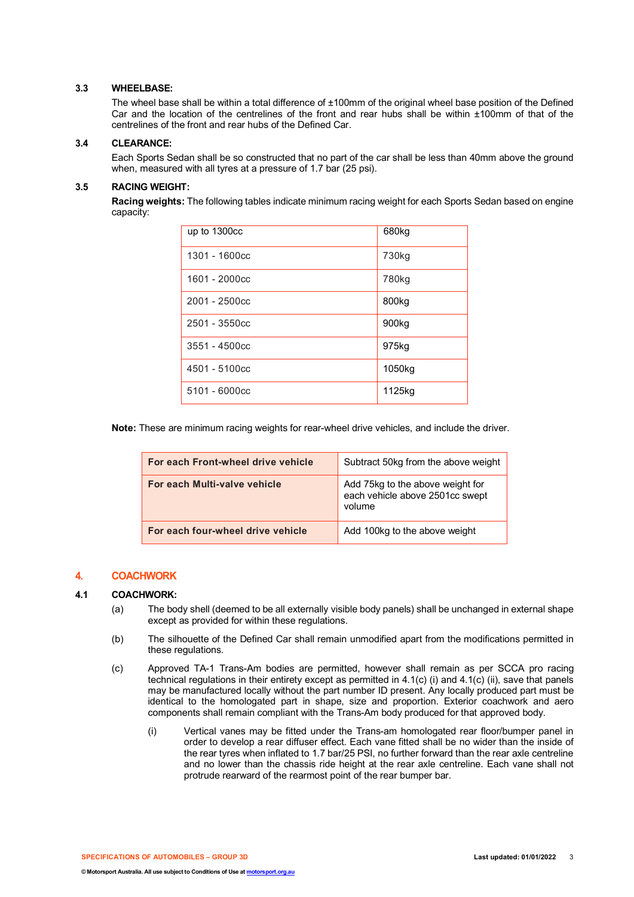### 3.3 WHEELBASE:

The wheel base shall be within a total difference of ±100mm of the original wheel base position of the Defined Car and the location of the centrelines of the front and rear hubs shall be within ±100mm of that of the centrelines of the front and rear hubs of the Defined Car.

### 3.4 CLEARANCE:

Each Sports Sedan shall be so constructed that no part of the car shall be less than 40mm above the ground when, measured with all tyres at a pressure of 1.7 bar (25 psi).

### 3.5 RACING WEIGHT:

**Racing weights:** The following tables indicate minimum racing weight for each Sports Sedan based on engine capacity:

| | |
|---|---|
| up to 1300cc | 680kg |
| 1301 - 1600cc | 730kg |
| 1601 - 2000cc | 780kg |
| 2001 - 2500cc | 800kg |
| 2501 - 3550cc | 900kg |
| 3551 - 4500cc | 975kg |
| 4501 - 5100cc | 1050kg |
| 5101 - 6000cc | 1125kg |

**Note:** These are minimum racing weights for rear-wheel drive vehicles, and include the driver.

| | |
|---|---|
| **For each Front-wheel drive vehicle** | Subtract 50kg from the above weight |
| **For each Multi-valve vehicle** | Add 75kg to the above weight for each vehicle above 2501cc swept volume |
| **For each four-wheel drive vehicle** | Add 100kg to the above weight |

## 4. COACHWORK

### 4.1 COACHWORK:

(a) The body shell (deemed to be all externally visible body panels) shall be unchanged in external shape except as provided for within these regulations.

(b) The silhouette of the Defined Car shall remain unmodified apart from the modifications permitted in these regulations.

(c) Approved TA-1 Trans-Am bodies are permitted, however shall remain as per SCCA pro racing technical regulations in their entirety except as permitted in 4.1(c) (i) and 4.1(c) (ii), save that panels may be manufactured locally without the part number ID present. Any locally produced part must be identical to the homologated part in shape, size and proportion. Exterior coachwork and aero components shall remain compliant with the Trans-Am body produced for that approved body.

(i) Vertical vanes may be fitted under the Trans-am homologated rear floor/bumper panel in order to develop a rear diffuser effect. Each vane fitted shall be no wider than the inside of the rear tyres when inflated to 1.7 bar/25 PSI, no further forward than the rear axle centreline and no lower than the chassis ride height at the rear axle centreline. Each vane shall not protrude rearward of the rearmost point of the rear bumper bar.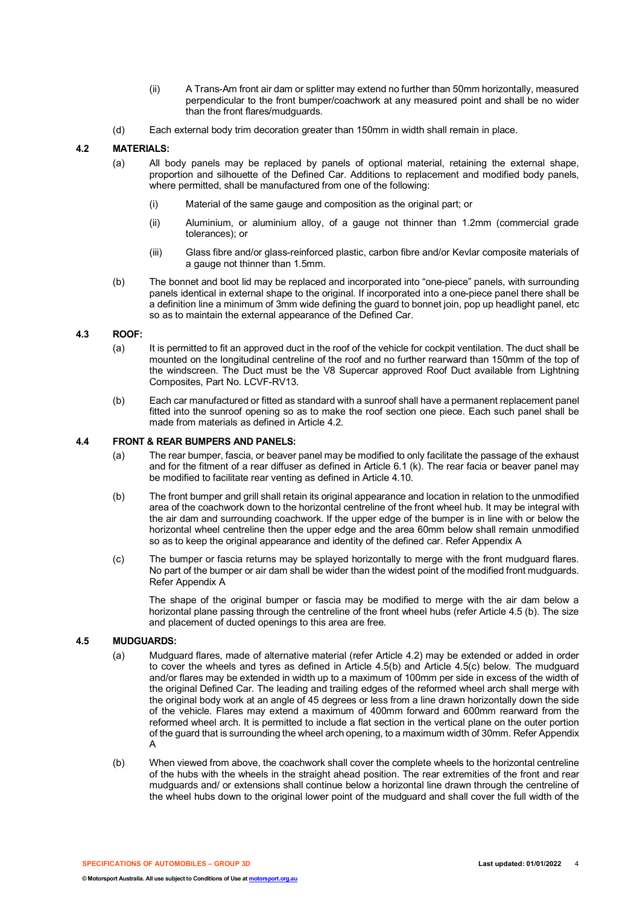(ii) A Trans-Am front air dam or splitter may extend no further than 50mm horizontally, measured perpendicular to the front bumper/coachwork at any measured point and shall be no wider than the front flares/mudguards.

(d) Each external body trim decoration greater than 150mm in width shall remain in place.

### 4.2 MATERIALS:

(a) All body panels may be replaced by panels of optional material, retaining the external shape, proportion and silhouette of the Defined Car. Additions to replacement and modified body panels, where permitted, shall be manufactured from one of the following:

(i) Material of the same gauge and composition as the original part; or

(ii) Aluminium, or aluminium alloy, of a gauge not thinner than 1.2mm (commercial grade tolerances); or

(iii) Glass fibre and/or glass-reinforced plastic, carbon fibre and/or Kevlar composite materials of a gauge not thinner than 1.5mm.

(b) The bonnet and boot lid may be replaced and incorporated into "one-piece" panels, with surrounding panels identical in external shape to the original. If incorporated into a one-piece panel there shall be a definition line a minimum of 3mm wide defining the guard to bonnet join, pop up headlight panel, etc so as to maintain the external appearance of the Defined Car.

### 4.3 ROOF:

(a) It is permitted to fit an approved duct in the roof of the vehicle for cockpit ventilation. The duct shall be mounted on the longitudinal centreline of the roof and no further rearward than 150mm of the top of the windscreen. The Duct must be the V8 Supercar approved Roof Duct available from Lightning Composites, Part No. LCVF-RV13.

(b) Each car manufactured or fitted as standard with a sunroof shall have a permanent replacement panel fitted into the sunroof opening so as to make the roof section one piece. Each such panel shall be made from materials as defined in Article 4.2.

### 4.4 FRONT & REAR BUMPERS AND PANELS:

(a) The rear bumper, fascia, or beaver panel may be modified to only facilitate the passage of the exhaust and for the fitment of a rear diffuser as defined in Article 6.1 (k). The rear facia or beaver panel may be modified to facilitate rear venting as defined in Article 4.10.

(b) The front bumper and grill shall retain its original appearance and location in relation to the unmodified area of the coachwork down to the horizontal centreline of the front wheel hub. It may be integral with the air dam and surrounding coachwork. If the upper edge of the bumper is in line with or below the horizontal wheel centreline then the upper edge and the area 60mm below shall remain unmodified so as to keep the original appearance and identity of the defined car. Refer Appendix A

(c) The bumper or fascia returns may be splayed horizontally to merge with the front mudguard flares. No part of the bumper or air dam shall be wider than the widest point of the modified front mudguards. Refer Appendix A

The shape of the original bumper or fascia may be modified to merge with the air dam below a horizontal plane passing through the centreline of the front wheel hubs (refer Article 4.5 (b). The size and placement of ducted openings to this area are free.

### 4.5 MUDGUARDS:

(a) Mudguard flares, made of alternative material (refer Article 4.2) may be extended or added in order to cover the wheels and tyres as defined in Article 4.5(b) and Article 4.5(c) below. The mudguard and/or flares may be extended in width up to a maximum of 100mm per side in excess of the width of the original Defined Car. The leading and trailing edges of the reformed wheel arch shall merge with the original body work at an angle of 45 degrees or less from a line drawn horizontally down the side of the vehicle. Flares may extend a maximum of 400mm forward and 600mm rearward from the reformed wheel arch. It is permitted to include a flat section in the vertical plane on the outer portion of the guard that is surrounding the wheel arch opening, to a maximum width of 30mm. Refer Appendix A

(b) When viewed from above, the coachwork shall cover the complete wheels to the horizontal centreline of the hubs with the wheels in the straight ahead position. The rear extremities of the front and rear mudguards and/ or extensions shall continue below a horizontal line drawn through the centreline of the wheel hubs down to the original lower point of the mudguard and shall cover the full width of the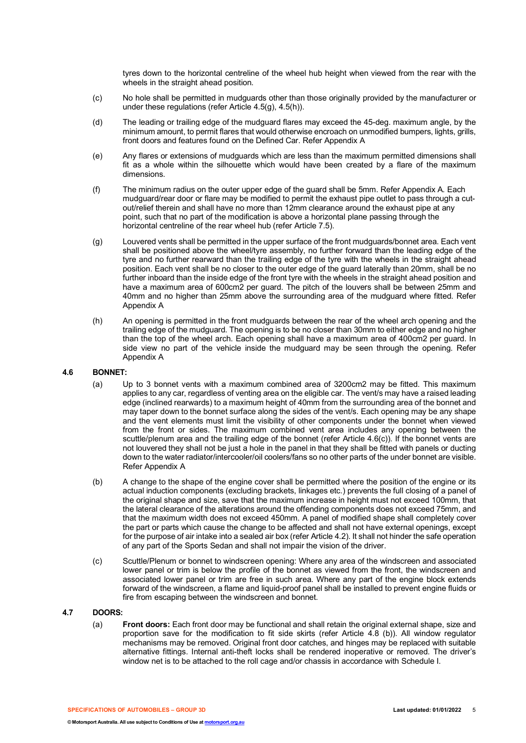tyres down to the horizontal centreline of the wheel hub height when viewed from the rear with the wheels in the straight ahead position.

(c) No hole shall be permitted in mudguards other than those originally provided by the manufacturer or under these regulations (refer Article 4.5(g), 4.5(h)).

(d) The leading or trailing edge of the mudguard flares may exceed the 45-deg. maximum angle, by the minimum amount, to permit flares that would otherwise encroach on unmodified bumpers, lights, grills, front doors and features found on the Defined Car. Refer Appendix A

(e) Any flares or extensions of mudguards which are less than the maximum permitted dimensions shall fit as a whole within the silhouette which would have been created by a flare of the maximum dimensions.

(f) The minimum radius on the outer upper edge of the guard shall be 5mm. Refer Appendix A. Each mudguard/rear door or flare may be modified to permit the exhaust pipe outlet to pass through a cut-out/relief therein and shall have no more than 12mm clearance around the exhaust pipe at any point, such that no part of the modification is above a horizontal plane passing through the horizontal centreline of the rear wheel hub (refer Article 7.5).

(g) Louvered vents shall be permitted in the upper surface of the front mudguards/bonnet area. Each vent shall be positioned above the wheel/tyre assembly, no further forward than the leading edge of the tyre and no further rearward than the trailing edge of the tyre with the wheels in the straight ahead position. Each vent shall be no closer to the outer edge of the guard laterally than 20mm, shall be no further inboard than the inside edge of the front tyre with the wheels in the straight ahead position and have a maximum area of 600cm2 per guard. The pitch of the louvers shall be between 25mm and 40mm and no higher than 25mm above the surrounding area of the mudguard where fitted. Refer Appendix A

(h) An opening is permitted in the front mudguards between the rear of the wheel arch opening and the trailing edge of the mudguard. The opening is to be no closer than 30mm to either edge and no higher than the top of the wheel arch. Each opening shall have a maximum area of 400cm2 per guard. In side view no part of the vehicle inside the mudguard may be seen through the opening. Refer Appendix A

### 4.6 BONNET:

(a) Up to 3 bonnet vents with a maximum combined area of 3200cm2 may be fitted. This maximum applies to any car, regardless of venting area on the eligible car. The vent/s may have a raised leading edge (inclined rearwards) to a maximum height of 40mm from the surrounding area of the bonnet and may taper down to the bonnet surface along the sides of the vent/s. Each opening may be any shape and the vent elements must limit the visibility of other components under the bonnet when viewed from the front or sides. The maximum combined vent area includes any opening between the scuttle/plenum area and the trailing edge of the bonnet (refer Article 4.6(c)). If the bonnet vents are not louvred they shall not be just a hole in the panel in that they shall be fitted with panels or ducting down to the water radiator/intercooler/oil coolers/fans so no other parts of the under bonnet are visible. Refer Appendix A

(b) A change to the shape of the engine cover shall be permitted where the position of the engine or its actual induction components (excluding brackets, linkages etc.) prevents the full closing of a panel of the original shape and size, save that the maximum increase in height must not exceed 100mm, that the lateral clearance of the alterations around the offending components does not exceed 75mm, and that the maximum width does not exceed 450mm. A panel of modified shape shall completely cover the part or parts which cause the change to be affected and shall not have external openings, except for the purpose of air intake into a sealed air box (refer Article 4.2). It shall not hinder the safe operation of any part of the Sports Sedan and shall not impair the vision of the driver.

(c) Scuttle/Plenum or bonnet to windscreen opening: Where any area of the windscreen and associated lower panel or trim is below the profile of the bonnet as viewed from the front, the windscreen and associated lower panel or trim are free in such area. Where any part of the engine block extends forward of the windscreen, a flame and liquid-proof panel shall be installed to prevent engine fluids or fire from escaping between the windscreen and bonnet.

### 4.7 DOORS:

(a) **Front doors:** Each front door may be functional and shall retain the original external shape, size and proportion save for the modification to fit side skirts (refer Article 4.8 (b)). All window regulator mechanisms may be removed. Original front door catches, and hinges may be replaced with suitable alternative fittings. Internal anti-theft locks shall be rendered inoperative or removed. The driver's window net is to be attached to the roll cage and/or chassis in accordance with Schedule I.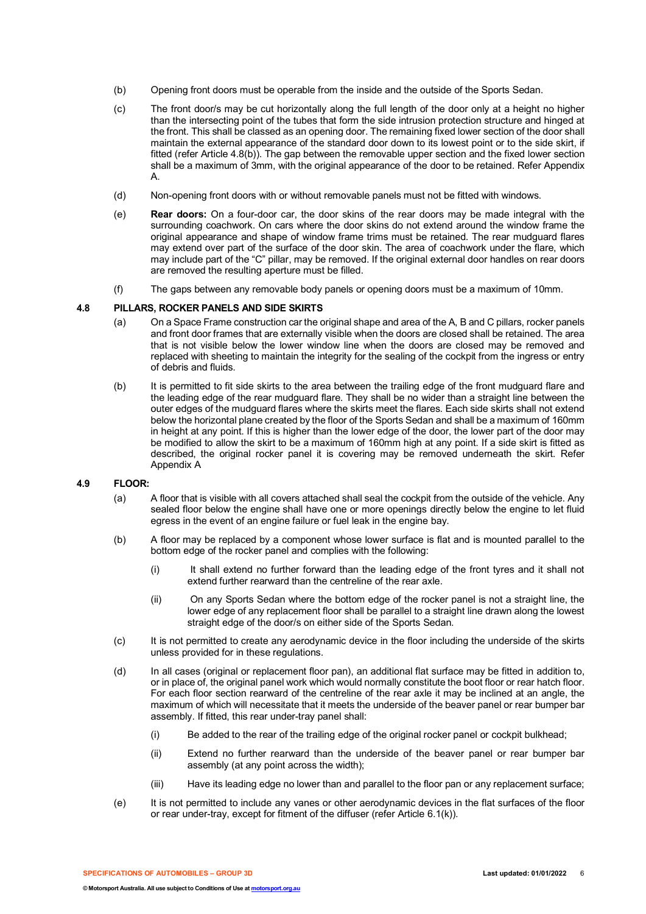(b) Opening front doors must be operable from the inside and the outside of the Sports Sedan.

(c) The front door/s may be cut horizontally along the full length of the door only at a height no higher than the intersecting point of the tubes that form the side intrusion protection structure and hinged at the front. This shall be classed as an opening door. The remaining fixed lower section of the door shall maintain the external appearance of the standard door down to its lowest point or to the side skirt, if fitted (refer Article 4.8(b)). The gap between the removable upper section and the fixed lower section shall be a maximum of 3mm, with the original appearance of the door to be retained. Refer Appendix A.

(d) Non-opening front doors with or without removable panels must not be fitted with windows.

(e) **Rear doors:** On a four-door car, the door skins of the rear doors may be made integral with the surrounding coachwork. On cars where the door skins do not extend around the window frame the original appearance and shape of window frame trims must be retained. The rear mudguard flares may extend over part of the surface of the door skin. The area of coachwork under the flare, which may include part of the "C" pillar, may be removed. If the original external door handles on rear doors are removed the resulting aperture must be filled.

(f) The gaps between any removable body panels or opening doors must be a maximum of 10mm.

### 4.8 PILLARS, ROCKER PANELS AND SIDE SKIRTS

(a) On a Space Frame construction car the original shape and area of the A, B and C pillars, rocker panels and front door frames that are externally visible when the doors are closed shall be retained. The area that is not visible below the lower window line when the doors are closed may be removed and replaced with sheeting to maintain the integrity for the sealing of the cockpit from the ingress or entry of debris and fluids.

(b) It is permitted to fit side skirts to the area between the trailing edge of the front mudguard flare and the leading edge of the rear mudguard flare. They shall be no wider than a straight line between the outer edges of the mudguard flares where the skirts meet the flares. Each side skirts shall not extend below the horizontal plane created by the floor of the Sports Sedan and shall be a maximum of 160mm in height at any point. If this is higher than the lower edge of the door, the lower part of the door may be modified to allow the skirt to be a maximum of 160mm high at any point. If a side skirt is fitted as described, the original rocker panel it is covering may be removed underneath the skirt. Refer Appendix A

### 4.9 FLOOR:

(a) A floor that is visible with all covers attached shall seal the cockpit from the outside of the vehicle. Any sealed floor below the engine shall have one or more openings directly below the engine to let fluid egress in the event of an engine failure or fuel leak in the engine bay.

(b) A floor may be replaced by a component whose lower surface is flat and is mounted parallel to the bottom edge of the rocker panel and complies with the following:

(i) It shall extend no further forward than the leading edge of the front tyres and it shall not extend further rearward than the centreline of the rear axle.

(ii) On any Sports Sedan where the bottom edge of the rocker panel is not a straight line, the lower edge of any replacement floor shall be parallel to a straight line drawn along the lowest straight edge of the door/s on either side of the Sports Sedan.

(c) It is not permitted to create any aerodynamic device in the floor including the underside of the skirts unless provided for in these regulations.

(d) In all cases (original or replacement floor pan), an additional flat surface may be fitted in addition to, or in place of, the original panel work which would normally constitute the boot floor or rear hatch floor. For each floor section rearward of the centreline of the rear axle it may be inclined at an angle, the maximum of which will necessitate that it meets the underside of the beaver panel or rear bumper bar assembly. If fitted, this rear under-tray panel shall:

(i) Be added to the rear of the trailing edge of the original rocker panel or cockpit bulkhead;

(ii) Extend no further rearward than the underside of the beaver panel or rear bumper bar assembly (at any point across the width);

(iii) Have its leading edge no lower than and parallel to the floor pan or any replacement surface;

(e) It is not permitted to include any vanes or other aerodynamic devices in the flat surfaces of the floor or rear under-tray, except for fitment of the diffuser (refer Article 6.1(k)).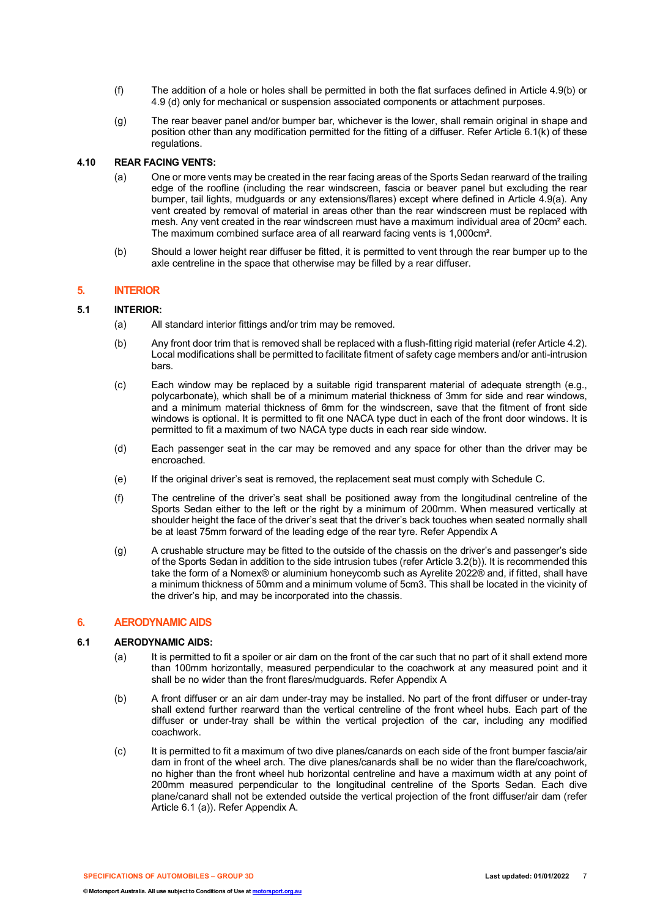(f) The addition of a hole or holes shall be permitted in both the flat surfaces defined in Article 4.9(b) or 4.9 (d) only for mechanical or suspension associated components or attachment purposes.

(g) The rear beaver panel and/or bumper bar, whichever is the lower, shall remain original in shape and position other than any modification permitted for the fitting of a diffuser. Refer Article 6.1(k) of these regulations.

### 4.10 REAR FACING VENTS:

(a) One or more vents may be created in the rear facing areas of the Sports Sedan rearward of the trailing edge of the roofline (including the rear windscreen, fascia or beaver panel but excluding the rear bumper, tail lights, mudguards or any extensions/flares) except where defined in Article 4.9(a). Any vent created by removal of material in areas other than the rear windscreen must be replaced with mesh. Any vent created in the rear windscreen must have a maximum individual area of 20cm² each. The maximum combined surface area of all rearward facing vents is 1,000cm².

(b) Should a lower height rear diffuser be fitted, it is permitted to vent through the rear bumper up to the axle centreline in the space that otherwise may be filled by a rear diffuser.

## 5. INTERIOR

### 5.1 INTERIOR:

(a) All standard interior fittings and/or trim may be removed.

(b) Any front door trim that is removed shall be replaced with a flush-fitting rigid material (refer Article 4.2). Local modifications shall be permitted to facilitate fitment of safety cage members and/or anti-intrusion bars.

(c) Each window may be replaced by a suitable rigid transparent material of adequate strength (e.g., polycarbonate), which shall be of a minimum material thickness of 3mm for side and rear windows, and a minimum material thickness of 6mm for the windscreen, save that the fitment of front side windows is optional. It is permitted to fit one NACA type duct in each of the front door windows. It is permitted to fit a maximum of two NACA type ducts in each rear side window.

(d) Each passenger seat in the car may be removed and any space for other than the driver may be encroached.

(e) If the original driver's seat is removed, the replacement seat must comply with Schedule C.

(f) The centreline of the driver's seat shall be positioned away from the longitudinal centreline of the Sports Sedan either to the left or the right by a minimum of 200mm. When measured vertically at shoulder height the face of the driver's seat that the driver's back touches when seated normally shall be at least 75mm forward of the leading edge of the rear tyre. Refer Appendix A

(g) A crushable structure may be fitted to the outside of the chassis on the driver's and passenger's side of the Sports Sedan in addition to the side intrusion tubes (refer Article 3.2(b)). It is recommended this take the form of a Nomex® or aluminium honeycomb such as Ayrelite 2022® and, if fitted, shall have a minimum thickness of 50mm and a minimum volume of 5cm3. This shall be located in the vicinity of the driver's hip, and may be incorporated into the chassis.

## 6. AERODYNAMIC AIDS

### 6.1 AERODYNAMIC AIDS:

(a) It is permitted to fit a spoiler or air dam on the front of the car such that no part of it shall extend more than 100mm horizontally, measured perpendicular to the coachwork at any measured point and it shall be no wider than the front flares/mudguards. Refer Appendix A

(b) A front diffuser or an air dam under-tray may be installed. No part of the front diffuser or under-tray shall extend further rearward than the vertical centreline of the front wheel hubs. Each part of the diffuser or under-tray shall be within the vertical projection of the car, including any modified coachwork.

(c) It is permitted to fit a maximum of two dive planes/canards on each side of the front bumper fascia/air dam in front of the wheel arch. The dive planes/canards shall be no wider than the flare/coachwork, no higher than the front wheel hub horizontal centreline and have a maximum width at any point of 200mm measured perpendicular to the longitudinal centreline of the Sports Sedan. Each dive plane/canard shall not be extended outside the vertical projection of the front diffuser/air dam (refer Article 6.1 (a)). Refer Appendix A.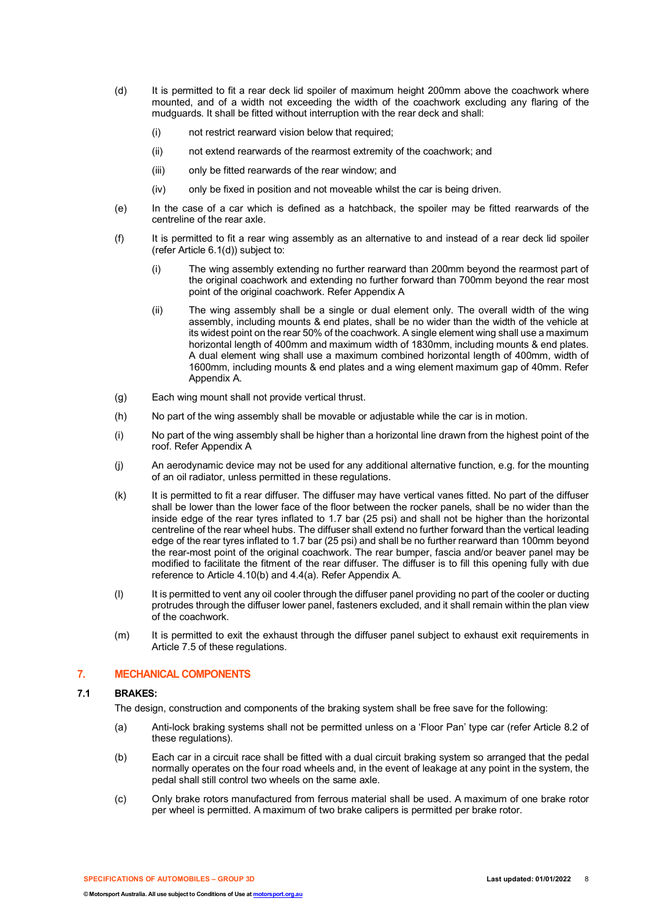(d) It is permitted to fit a rear deck lid spoiler of maximum height 200mm above the coachwork where mounted, and of a width not exceeding the width of the coachwork excluding any flaring of the mudguards. It shall be fitted without interruption with the rear deck and shall:

 (i) not restrict rearward vision below that required;

 (ii) not extend rearwards of the rearmost extremity of the coachwork; and

 (iii) only be fitted rearwards of the rear window; and

 (iv) only be fixed in position and not moveable whilst the car is being driven.

(e) In the case of a car which is defined as a hatchback, the spoiler may be fitted rearwards of the centreline of the rear axle.

(f) It is permitted to fit a rear wing assembly as an alternative to and instead of a rear deck lid spoiler (refer Article 6.1(d)) subject to:

 (i) The wing assembly extending no further rearward than 200mm beyond the rearmost part of the original coachwork and extending no further forward than 700mm beyond the rear most point of the original coachwork. Refer Appendix A

 (ii) The wing assembly shall be a single or dual element only. The overall width of the wing assembly, including mounts & end plates, shall be no wider than the width of the vehicle at its widest point on the rear 50% of the coachwork. A single element wing shall use a maximum horizontal length of 400mm and maximum width of 1830mm, including mounts & end plates. A dual element wing shall use a maximum combined horizontal length of 400mm, width of 1600mm, including mounts & end plates and a wing element maximum gap of 40mm. Refer Appendix A.

(g) Each wing mount shall not provide vertical thrust.

(h) No part of the wing assembly shall be movable or adjustable while the car is in motion.

(i) No part of the wing assembly shall be higher than a horizontal line drawn from the highest point of the roof. Refer Appendix A

(j) An aerodynamic device may not be used for any additional alternative function, e.g. for the mounting of an oil radiator, unless permitted in these regulations.

(k) It is permitted to fit a rear diffuser. The diffuser may have vertical vanes fitted. No part of the diffuser shall be lower than the lower face of the floor between the rocker panels, shall be no wider than the inside edge of the rear tyres inflated to 1.7 bar (25 psi) and shall not be higher than the horizontal centreline of the rear wheel hubs. The diffuser shall extend no further forward than the vertical leading edge of the rear tyres inflated to 1.7 bar (25 psi) and shall be no further rearward than 100mm beyond the rear-most point of the original coachwork. The rear bumper, fascia and/or beaver panel may be modified to facilitate the fitment of the rear diffuser. The diffuser is to fill this opening fully with due reference to Article 4.10(b) and 4.4(a). Refer Appendix A.

(l) It is permitted to vent any oil cooler through the diffuser panel providing no part of the cooler or ducting protrudes through the diffuser lower panel, fasteners excluded, and it shall remain within the plan view of the coachwork.

(m) It is permitted to exit the exhaust through the diffuser panel subject to exhaust exit requirements in Article 7.5 of these regulations.

## 7. MECHANICAL COMPONENTS

### 7.1 BRAKES:

The design, construction and components of the braking system shall be free save for the following:

(a) Anti-lock braking systems shall not be permitted unless on a 'Floor Pan' type car (refer Article 8.2 of these regulations).

(b) Each car in a circuit race shall be fitted with a dual circuit braking system so arranged that the pedal normally operates on the four road wheels and, in the event of leakage at any point in the system, the pedal shall still control two wheels on the same axle.

(c) Only brake rotors manufactured from ferrous material shall be used. A maximum of one brake rotor per wheel is permitted. A maximum of two brake calipers is permitted per brake rotor.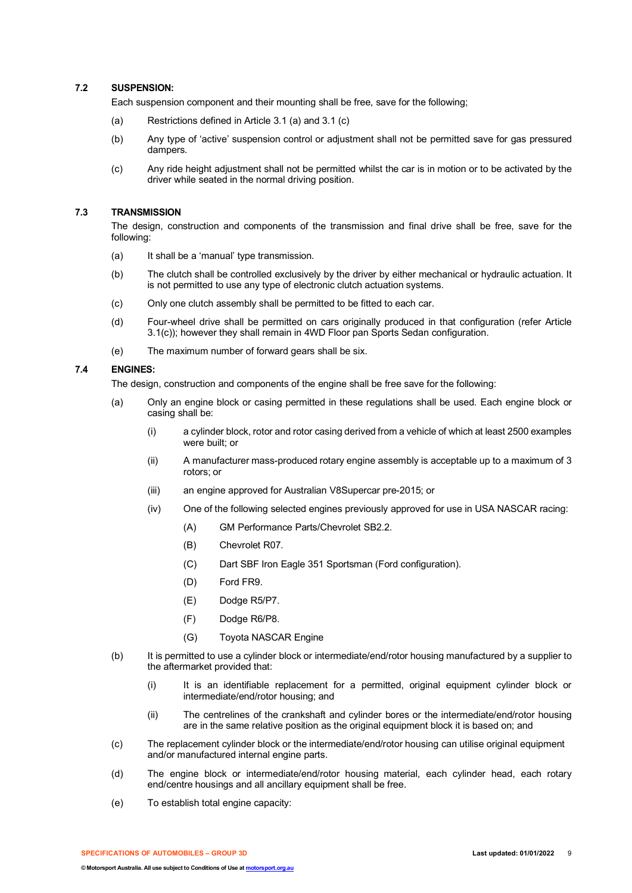### 7.2 SUSPENSION:

Each suspension component and their mounting shall be free, save for the following;

(a) Restrictions defined in Article 3.1 (a) and 3.1 (c)

(b) Any type of 'active' suspension control or adjustment shall not be permitted save for gas pressured dampers.

(c) Any ride height adjustment shall not be permitted whilst the car is in motion or to be activated by the driver while seated in the normal driving position.

### 7.3 TRANSMISSION

The design, construction and components of the transmission and final drive shall be free, save for the following:

(a) It shall be a 'manual' type transmission.

(b) The clutch shall be controlled exclusively by the driver by either mechanical or hydraulic actuation. It is not permitted to use any type of electronic clutch actuation systems.

(c) Only one clutch assembly shall be permitted to be fitted to each car.

(d) Four-wheel drive shall be permitted on cars originally produced in that configuration (refer Article 3.1(c)); however they shall remain in 4WD Floor pan Sports Sedan configuration.

(e) The maximum number of forward gears shall be six.

### 7.4 ENGINES:

The design, construction and components of the engine shall be free save for the following:

(a) Only an engine block or casing permitted in these regulations shall be used. Each engine block or casing shall be:

  (i) a cylinder block, rotor and rotor casing derived from a vehicle of which at least 2500 examples were built; or

  (ii) A manufacturer mass-produced rotary engine assembly is acceptable up to a maximum of 3 rotors; or

  (iii) an engine approved for Australian V8Supercar pre-2015; or

  (iv) One of the following selected engines previously approved for use in USA NASCAR racing:

    (A) GM Performance Parts/Chevrolet SB2.2.

    (B) Chevrolet R07.

    (C) Dart SBF Iron Eagle 351 Sportsman (Ford configuration).

    (D) Ford FR9.

    (E) Dodge R5/P7.

    (F) Dodge R6/P8.

    (G) Toyota NASCAR Engine

(b) It is permitted to use a cylinder block or intermediate/end/rotor housing manufactured by a supplier to the aftermarket provided that:

  (i) It is an identifiable replacement for a permitted, original equipment cylinder block or intermediate/end/rotor housing; and

  (ii) The centrelines of the crankshaft and cylinder bores or the intermediate/end/rotor housing are in the same relative position as the original equipment block it is based on; and

(c) The replacement cylinder block or the intermediate/end/rotor housing can utilise original equipment and/or manufactured internal engine parts.

(d) The engine block or intermediate/end/rotor housing material, each cylinder head, each rotary end/centre housings and all ancillary equipment shall be free.

(e) To establish total engine capacity: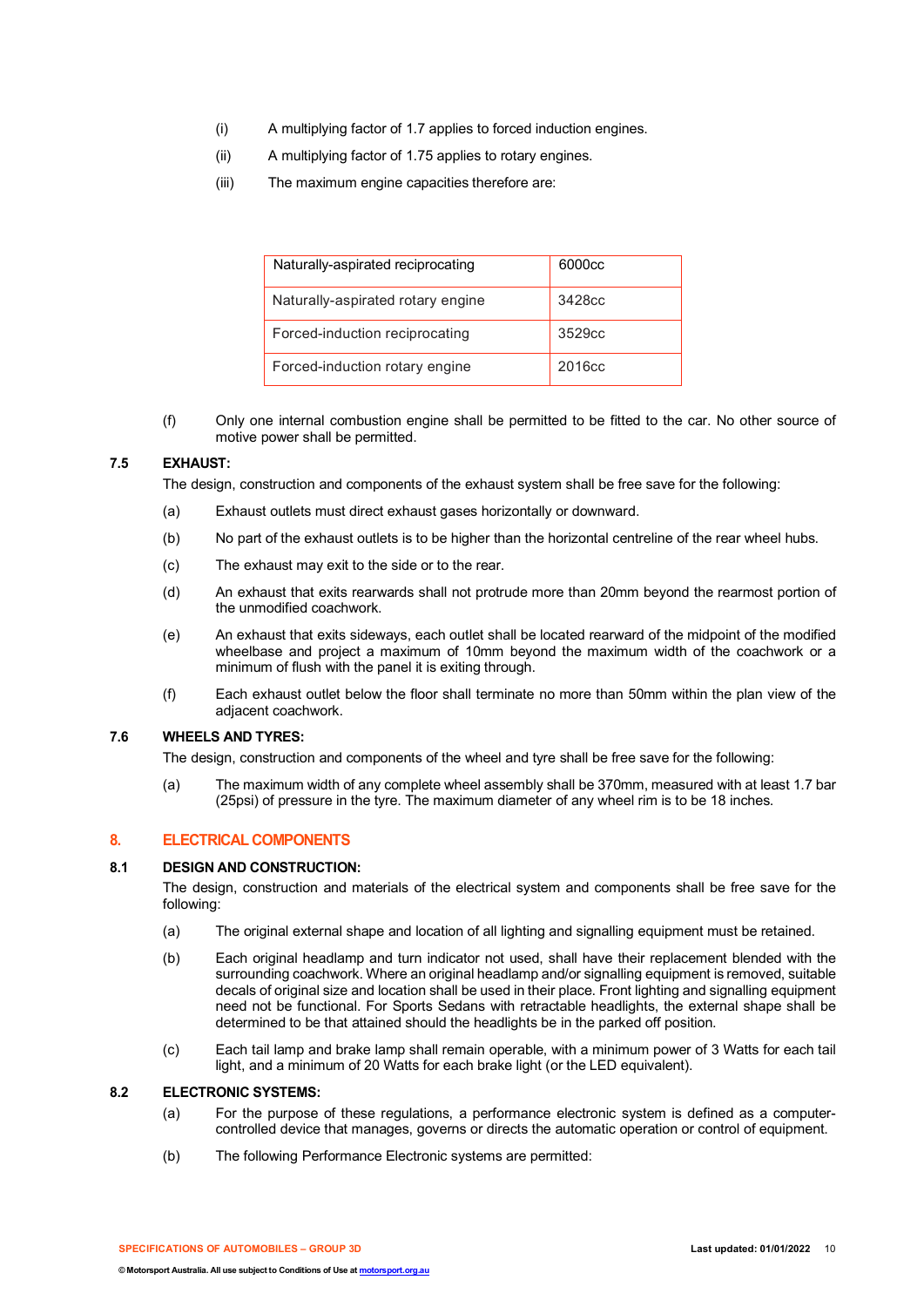(i) A multiplying factor of 1.7 applies to forced induction engines.

(ii) A multiplying factor of 1.75 applies to rotary engines.

(iii) The maximum engine capacities therefore are:

| Naturally-aspirated reciprocating | 6000cc |
|---|---|
| Naturally-aspirated rotary engine | 3428cc |
| Forced-induction reciprocating | 3529cc |
| Forced-induction rotary engine | 2016cc |

(f) Only one internal combustion engine shall be permitted to be fitted to the car. No other source of motive power shall be permitted.

### 7.5 EXHAUST:

The design, construction and components of the exhaust system shall be free save for the following:

(a) Exhaust outlets must direct exhaust gases horizontally or downward.

(b) No part of the exhaust outlets is to be higher than the horizontal centreline of the rear wheel hubs.

(c) The exhaust may exit to the side or to the rear.

(d) An exhaust that exits rearwards shall not protrude more than 20mm beyond the rearmost portion of the unmodified coachwork.

(e) An exhaust that exits sideways, each outlet shall be located rearward of the midpoint of the modified wheelbase and project a maximum of 10mm beyond the maximum width of the coachwork or a minimum of flush with the panel it is exiting through.

(f) Each exhaust outlet below the floor shall terminate no more than 50mm within the plan view of the adjacent coachwork.

### 7.6 WHEELS AND TYRES:

The design, construction and components of the wheel and tyre shall be free save for the following:

(a) The maximum width of any complete wheel assembly shall be 370mm, measured with at least 1.7 bar (25psi) of pressure in the tyre. The maximum diameter of any wheel rim is to be 18 inches.

## 8. ELECTRICAL COMPONENTS

### 8.1 DESIGN AND CONSTRUCTION:

The design, construction and materials of the electrical system and components shall be free save for the following:

(a) The original external shape and location of all lighting and signalling equipment must be retained.

(b) Each original headlamp and turn indicator not used, shall have their replacement blended with the surrounding coachwork. Where an original headlamp and/or signalling equipment is removed, suitable decals of original size and location shall be used in their place. Front lighting and signalling equipment need not be functional. For Sports Sedans with retractable headlights, the external shape shall be determined to be that attained should the headlights be in the parked off position.

(c) Each tail lamp and brake lamp shall remain operable, with a minimum power of 3 Watts for each tail light, and a minimum of 20 Watts for each brake light (or the LED equivalent).

### 8.2 ELECTRONIC SYSTEMS:

(a) For the purpose of these regulations, a performance electronic system is defined as a computer-controlled device that manages, governs or directs the automatic operation or control of equipment.

(b) The following Performance Electronic systems are permitted: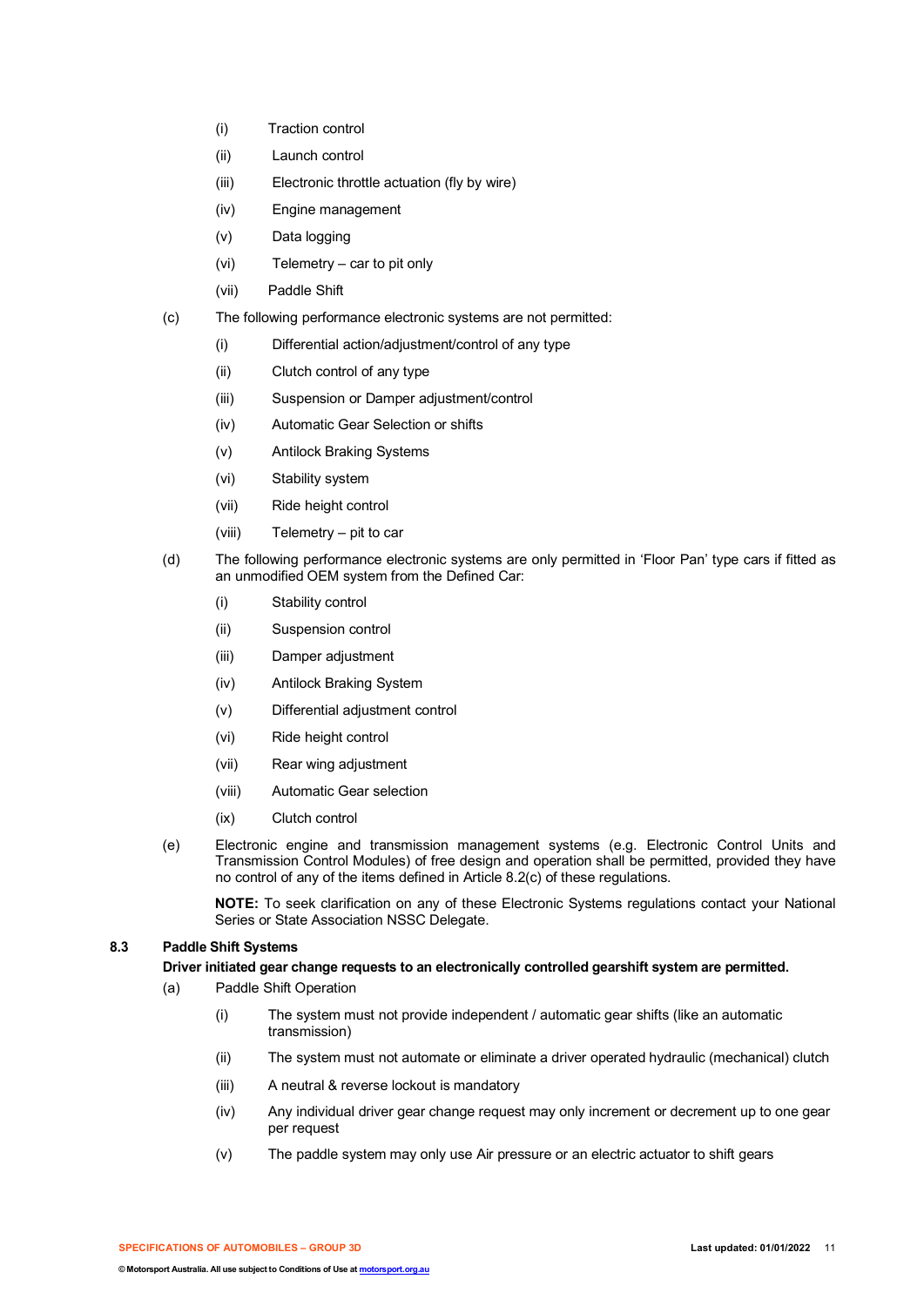(i) Traction control

(ii) Launch control

(iii) Electronic throttle actuation (fly by wire)

(iv) Engine management

(v) Data logging

(vi) Telemetry – car to pit only

(vii) Paddle Shift

(c) The following performance electronic systems are not permitted:

(i) Differential action/adjustment/control of any type

(ii) Clutch control of any type

(iii) Suspension or Damper adjustment/control

(iv) Automatic Gear Selection or shifts

(v) Antilock Braking Systems

(vi) Stability system

(vii) Ride height control

(viii) Telemetry – pit to car

(d) The following performance electronic systems are only permitted in 'Floor Pan' type cars if fitted as an unmodified OEM system from the Defined Car:

(i) Stability control

(ii) Suspension control

(iii) Damper adjustment

(iv) Antilock Braking System

(v) Differential adjustment control

(vi) Ride height control

(vii) Rear wing adjustment

(viii) Automatic Gear selection

(ix) Clutch control

(e) Electronic engine and transmission management systems (e.g. Electronic Control Units and Transmission Control Modules) of free design and operation shall be permitted, provided they have no control of any of the items defined in Article 8.2(c) of these regulations.

**NOTE:** To seek clarification on any of these Electronic Systems regulations contact your National Series or State Association NSSC Delegate.

### 8.3 Paddle Shift Systems

**Driver initiated gear change requests to an electronically controlled gearshift system are permitted.**

(a) Paddle Shift Operation

(i) The system must not provide independent / automatic gear shifts (like an automatic transmission)

(ii) The system must not automate or eliminate a driver operated hydraulic (mechanical) clutch

(iii) A neutral & reverse lockout is mandatory

(iv) Any individual driver gear change request may only increment or decrement up to one gear per request

(v) The paddle system may only use Air pressure or an electric actuator to shift gears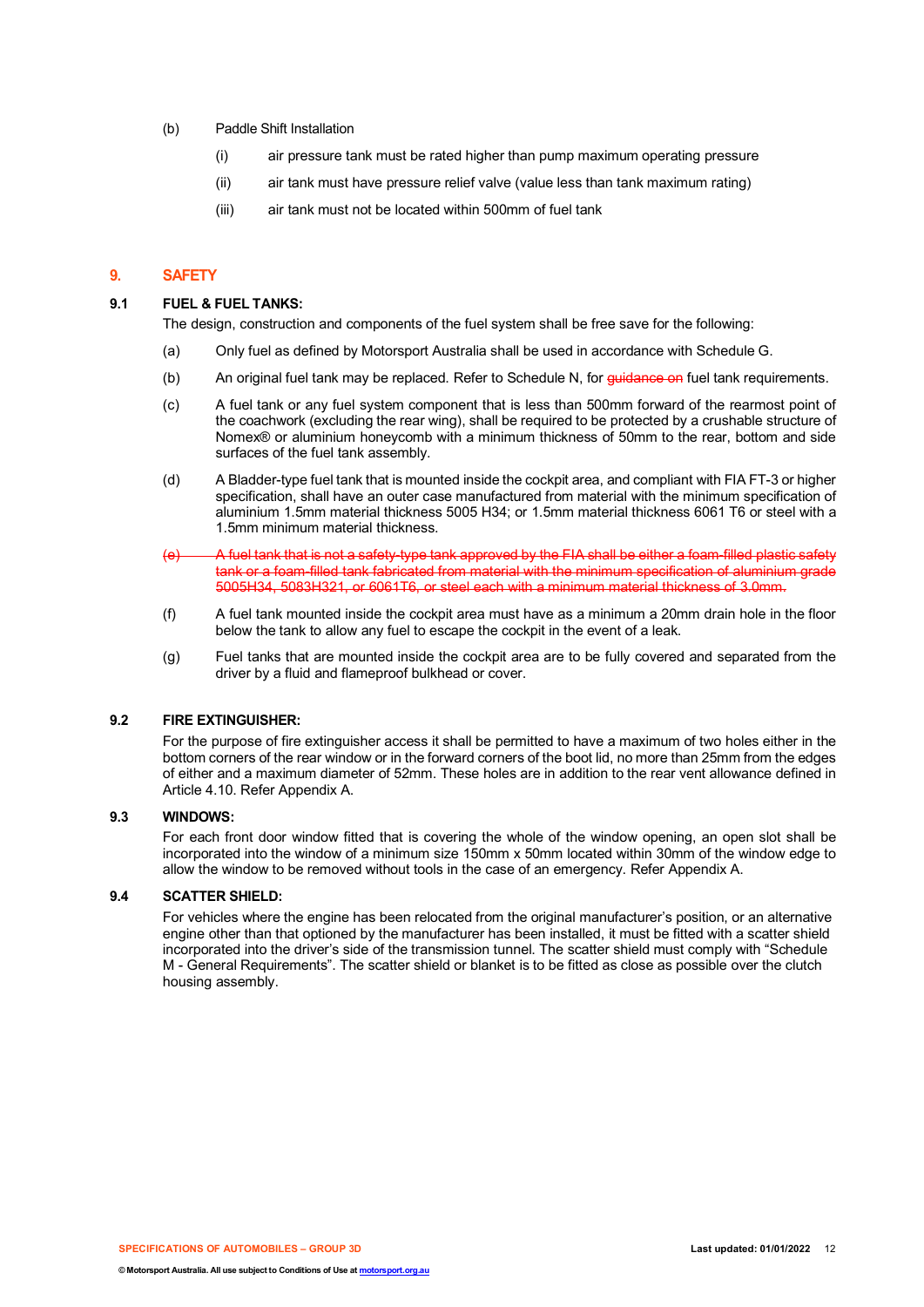(b) Paddle Shift Installation

(i) air pressure tank must be rated higher than pump maximum operating pressure

(ii) air tank must have pressure relief valve (value less than tank maximum rating)

(iii) air tank must not be located within 500mm of fuel tank

## 9. SAFETY

### 9.1 FUEL & FUEL TANKS:

The design, construction and components of the fuel system shall be free save for the following:

(a) Only fuel as defined by Motorsport Australia shall be used in accordance with Schedule G.

(b) An original fuel tank may be replaced. Refer to Schedule N, for ~~guidance on~~ fuel tank requirements.

(c) A fuel tank or any fuel system component that is less than 500mm forward of the rearmost point of the coachwork (excluding the rear wing), shall be required to be protected by a crushable structure of Nomex® or aluminium honeycomb with a minimum thickness of 50mm to the rear, bottom and side surfaces of the fuel tank assembly.

(d) A Bladder-type fuel tank that is mounted inside the cockpit area, and compliant with FIA FT-3 or higher specification, shall have an outer case manufactured from material with the minimum specification of aluminium 1.5mm material thickness 5005 H34; or 1.5mm material thickness 6061 T6 or steel with a 1.5mm minimum material thickness.

~~(e) A fuel tank that is not a safety-type tank approved by the FIA shall be either a foam-filled plastic safety tank or a foam-filled tank fabricated from material with the minimum specification of aluminium grade 5005H34, 5083H321, or 6061T6, or steel each with a minimum material thickness of 3.0mm.~~

(f) A fuel tank mounted inside the cockpit area must have as a minimum a 20mm drain hole in the floor below the tank to allow any fuel to escape the cockpit in the event of a leak.

(g) Fuel tanks that are mounted inside the cockpit area are to be fully covered and separated from the driver by a fluid and flameproof bulkhead or cover.

### 9.2 FIRE EXTINGUISHER:

For the purpose of fire extinguisher access it shall be permitted to have a maximum of two holes either in the bottom corners of the rear window or in the forward corners of the boot lid, no more than 25mm from the edges of either and a maximum diameter of 52mm. These holes are in addition to the rear vent allowance defined in Article 4.10. Refer Appendix A.

### 9.3 WINDOWS:

For each front door window fitted that is covering the whole of the window opening, an open slot shall be incorporated into the window of a minimum size 150mm x 50mm located within 30mm of the window edge to allow the window to be removed without tools in the case of an emergency. Refer Appendix A.

### 9.4 SCATTER SHIELD:

For vehicles where the engine has been relocated from the original manufacturer's position, or an alternative engine other than that optioned by the manufacturer has been installed, it must be fitted with a scatter shield incorporated into the driver's side of the transmission tunnel. The scatter shield must comply with "Schedule M - General Requirements". The scatter shield or blanket is to be fitted as close as possible over the clutch housing assembly.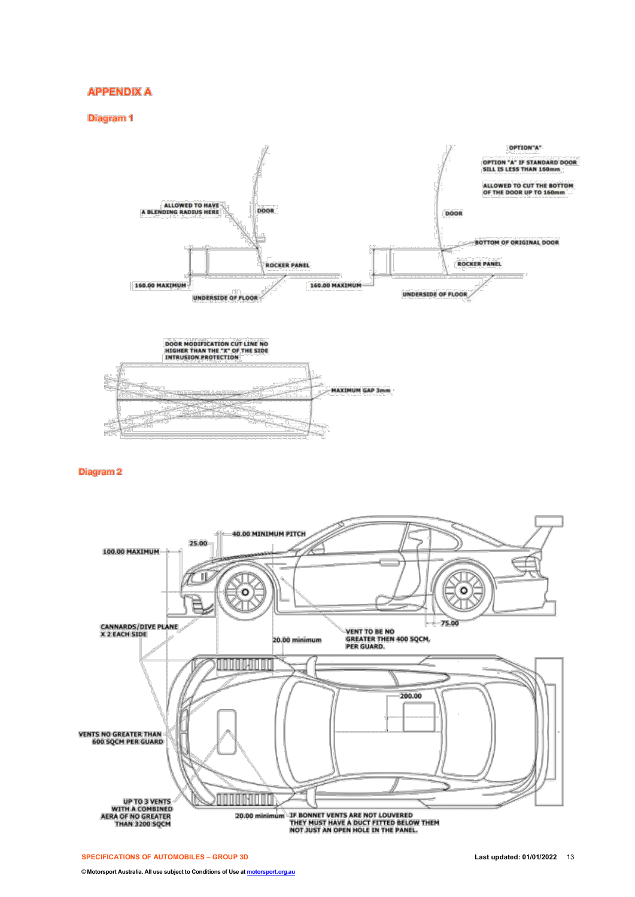## APPENDIX A

### Diagram 1

ALLOWED TO HAVE A BLENDING RADIUS HERE

DOOR

ROCKER PANEL

160.00 MAXIMUM

UNDERSIDE OF FLOOR

OPTION "A"

OPTION "A" IF STANDARD DOOR SILL IS LESS THAN 160mm

ALLOWED TO CUT THE BOTTOM OF THE DOOR UP TO 160mm

DOOR

BOTTOM OF ORIGINAL DOOR

ROCKER PANEL

160.00 MAXIMUM

UNDERSIDE OF FLOOR

DOOR MODIFICATION CUT LINE NO HIGHER THAN THE "X" OF THE SIDE INTRUSION PROTECTION

MAXIMUM GAP 3mm

### Diagram 2

40.00 MINIMUM PITCH

25.00

100.00 MAXIMUM

CANNARDS/DIVE PLANE X 2 EACH SIDE

20.00 minimum

VENT TO BE NO GREATER THEN 400 SQCM, PER GUARD.

75.00

200.00

VENTS NO GREATER THAN 600 SQCM PER GUARD

UP TO 3 VENTS WITH A COMBINED AERA OF NO GREATER THAN 3200 SQCM

20.00 minimum

IF BONNET VENTS ARE NOT LOUVERED THEY MUST HAVE A DUCT FITTED BELOW THEM NOT JUST AN OPEN HOLE IN THE PANEL.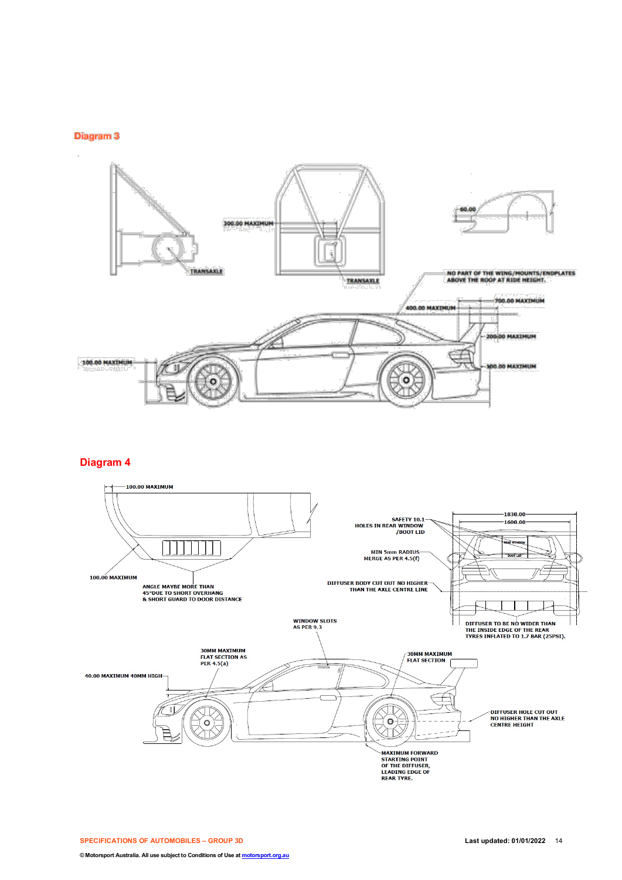## Diagram 3

300.00 MAXIMUM

TRANSAXLE

TRANSAXLE

60.00

NO PART OF THE WING/MOUNTS/ENDPLATES ABOVE THE ROOF AT RIDE HEIGHT.

700.00 MAXIMUM

400.00 MAXIMUM

200.00 MAXIMUM

100.00 MAXIMUM

300.00 MAXIMUM

## Diagram 4

100.00 MAXIMUM

100.00 MAXIMUM

ANGLE MAYBE MORE THAN 45°DUE TO SHORT OVERHANG & SHORT GUARD TO DOOR DISTANCE

SAFETY 10.1 HOLES IN REAR WINDOW /BOOT LID

1830.00

1600.00

REAR WINDOW

BOOT LID

MIN 5mm RADIUS MERGE AS PER 4.5(f)

DIFFUSER BODY CUT OUT NO HIGHER THAN THE AXLE CENTRE LINE

DIFFUSER TO BE NO WIDER THAN THE INSIDE EDGE OF THE REAR TYRES INFLATED TO 1.7 BAR (25PSI).

WINDOW SLOTS AS PER 9.3

30MM MAXIMUM FLAT SECTION AS PER 4.5(a)

30MM MAXIMUM FLAT SECTION

40.00 MAXIMUM 40MM HIGH

DIFFUSER HOLE CUT OUT NO HIGHER THAN THE AXLE CENTRE HEIGHT

MAXIMUM FORWARD STARTING POINT OF THE DIFFUSER, LEADING EDGE OF REAR TYRE.